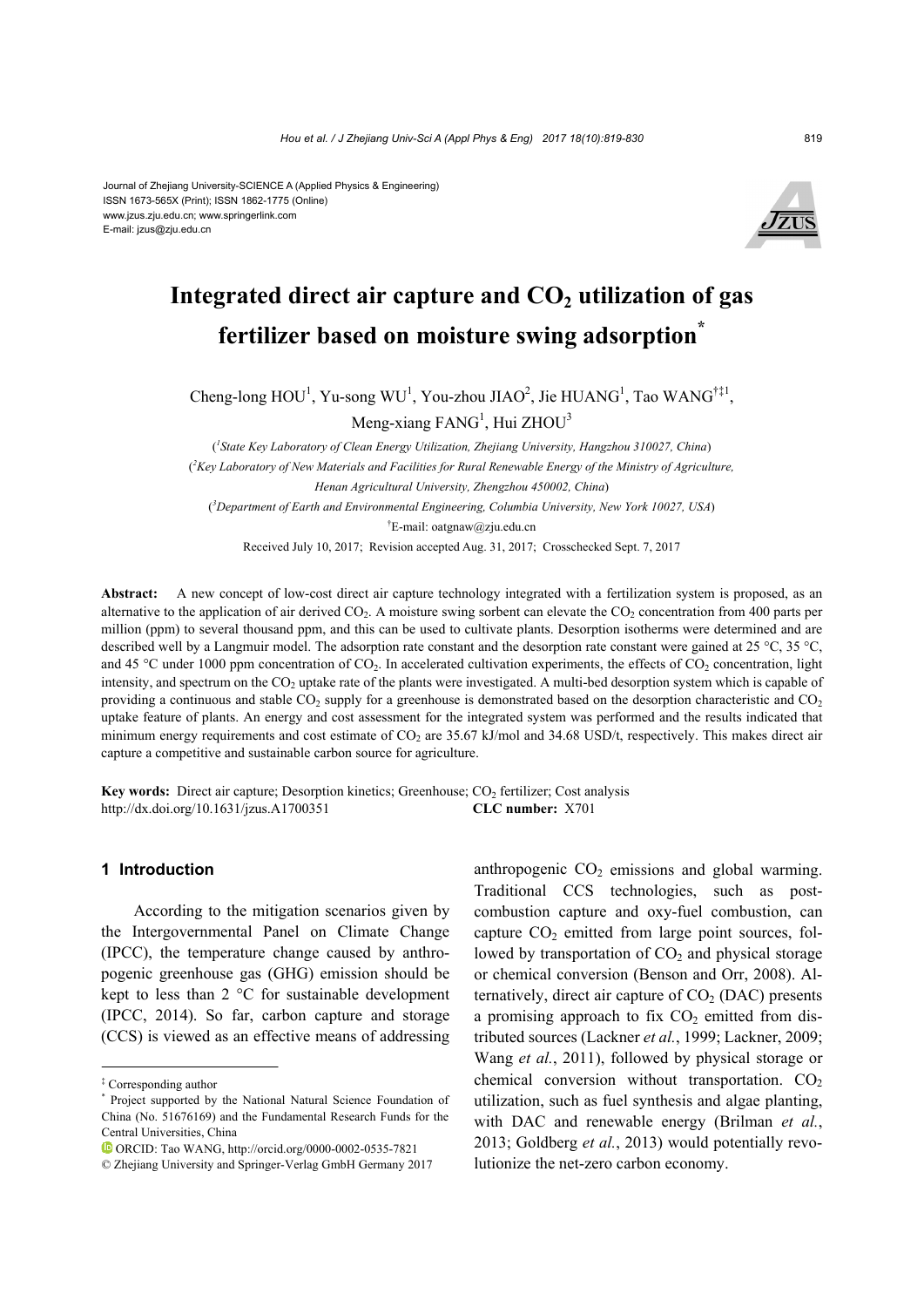Journal of Zhejiang University-SCIENCE A (Applied Physics & Engineering)
ISSN 1673-565X (Print); ISSN 1862-1775 (Online)
www.jzus.zju.edu.cn; www.springerlink.com
E-mail: jzus@zju.edu.cn

# Integrated direct air capture and $CO_2$ utilization of gas fertilizer based on moisture swing adsorption*

Cheng-long HOU[1], Yu-song WU[1], You-zhou JIAO[2], Jie HUANG[1], Tao WANG[†‡1], Meng-xiang FANG[1], Hui ZHOU[3]

([1]State Key Laboratory of Clean Energy Utilization, Zhejiang University, Hangzhou 310027, China)

([2]Key Laboratory of New Materials and Facilities for Rural Renewable Energy of the Ministry of Agriculture, Henan Agricultural University, Zhengzhou 450002, China)

([3]Department of Earth and Environmental Engineering, Columbia University, New York 10027, USA)

[†]E-mail: oatgnaw@zju.edu.cn

Received July 10, 2017; Revision accepted Aug. 31, 2017; Crosschecked Sept. 7, 2017

**Abstract:** A new concept of low-cost direct air capture technology integrated with a fertilization system is proposed, as an alternative to the application of air derived $CO_2$. A moisture swing sorbent can elevate the $CO_2$ concentration from 400 parts per million (ppm) to several thousand ppm, and this can be used to cultivate plants. Desorption isotherms were determined and are described well by a Langmuir model. The adsorption rate constant and the desorption rate constant were gained at 25 °C, 35 °C, and 45 °C under 1000 ppm concentration of $CO_2$. In accelerated cultivation experiments, the effects of $CO_2$ concentration, light intensity, and spectrum on the $CO_2$ uptake rate of the plants were investigated. A multi-bed desorption system which is capable of providing a continuous and stable $CO_2$ supply for a greenhouse is demonstrated based on the desorption characteristic and $CO_2$ uptake feature of plants. An energy and cost assessment for the integrated system was performed and the results indicated that minimum energy requirements and cost estimate of $CO_2$ are 35.67 kJ/mol and 34.68 USD/t, respectively. This makes direct air capture a competitive and sustainable carbon source for agriculture.

**Key words:** Direct air capture; Desorption kinetics; Greenhouse; $CO_2$ fertilizer; Cost analysis
http://dx.doi.org/10.1631/jzus.A1700351 **CLC number:** X701

## 1 Introduction

According to the mitigation scenarios given by the Intergovernmental Panel on Climate Change (IPCC), the temperature change caused by anthropogenic greenhouse gas (GHG) emission should be kept to less than 2 °C for sustainable development (IPCC, 2014). So far, carbon capture and storage (CCS) is viewed as an effective means of addressing anthropogenic $CO_2$ emissions and global warming. Traditional CCS technologies, such as post-combustion capture and oxy-fuel combustion, can capture $CO_2$ emitted from large point sources, followed by transportation of $CO_2$ and physical storage or chemical conversion (Benson and Orr, 2008). Alternatively, direct air capture of $CO_2$ (DAC) presents a promising approach to fix $CO_2$ emitted from distributed sources (Lackner *et al.*, 1999; Lackner, 2009; Wang *et al.*, 2011), followed by physical storage or chemical conversion without transportation. $CO_2$ utilization, such as fuel synthesis and algae planting, with DAC and renewable energy (Brilman *et al.*, 2013; Goldberg *et al.*, 2013) would potentially revolutionize the net-zero carbon economy.

---

‡ Corresponding author

\* Project supported by the National Natural Science Foundation of China (No. 51676169) and the Fundamental Research Funds for the Central Universities, China

ORCID: Tao WANG, http://orcid.org/0000-0002-0535-7821

© Zhejiang University and Springer-Verlag GmbH Germany 2017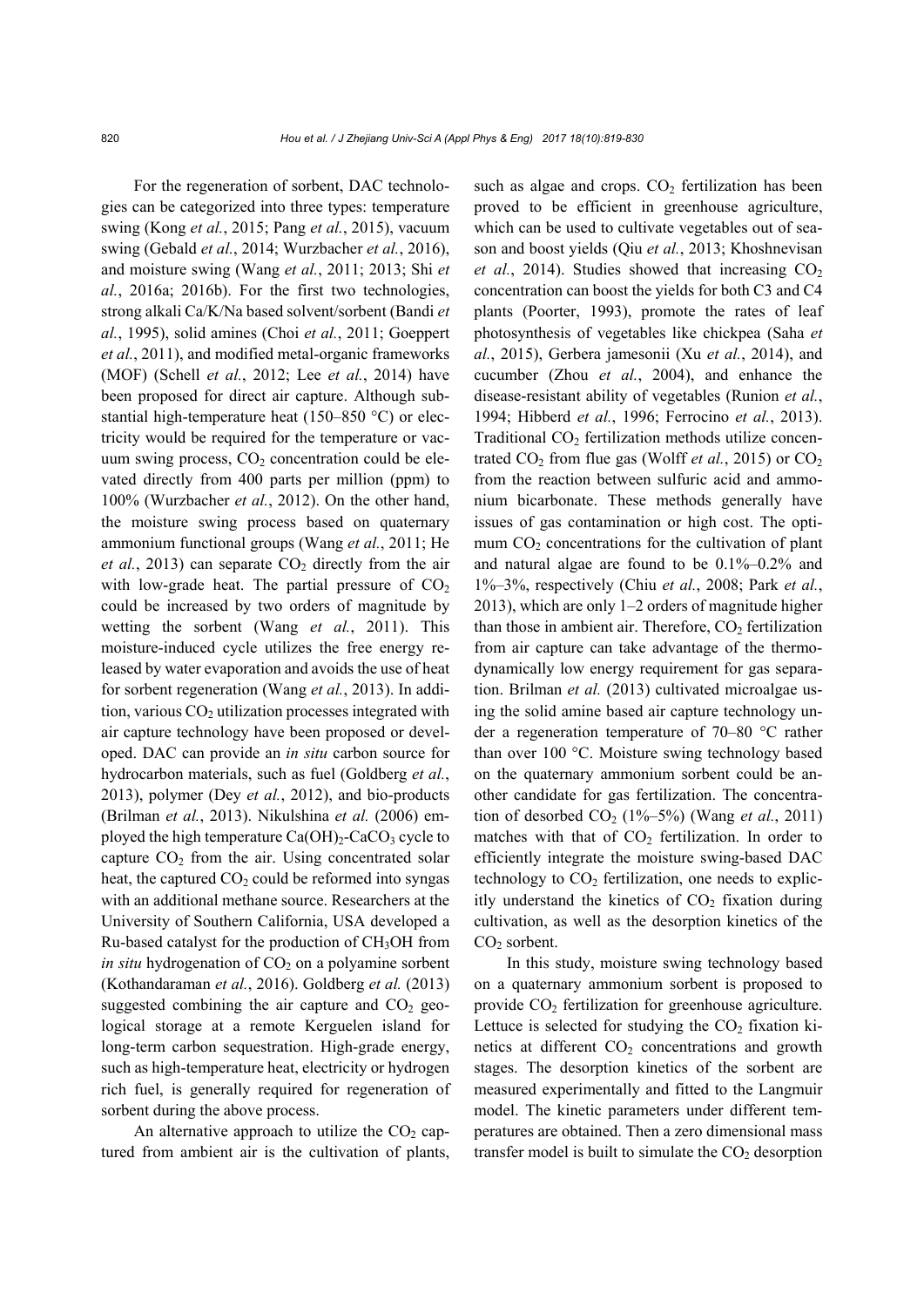For the regeneration of sorbent, DAC technologies can be categorized into three types: temperature swing (Kong *et al.*, 2015; Pang *et al.*, 2015), vacuum swing (Gebald *et al.*, 2014; Wurzbacher *et al.*, 2016), and moisture swing (Wang *et al.*, 2011; 2013; Shi *et al.*, 2016a; 2016b). For the first two technologies, strong alkali Ca/K/Na based solvent/sorbent (Bandi *et al.*, 1995), solid amines (Choi *et al.*, 2011; Goeppert *et al.*, 2011), and modified metal-organic frameworks (MOF) (Schell *et al.*, 2012; Lee *et al.*, 2014) have been proposed for direct air capture. Although substantial high-temperature heat (150–850 °C) or electricity would be required for the temperature or vacuum swing process, $CO_2$ concentration could be elevated directly from 400 parts per million (ppm) to 100% (Wurzbacher *et al.*, 2012). On the other hand, the moisture swing process based on quaternary ammonium functional groups (Wang *et al.*, 2011; He *et al.*, 2013) can separate $CO_2$ directly from the air with low-grade heat. The partial pressure of $CO_2$ could be increased by two orders of magnitude by wetting the sorbent (Wang *et al.*, 2011). This moisture-induced cycle utilizes the free energy released by water evaporation and avoids the use of heat for sorbent regeneration (Wang *et al.*, 2013). In addition, various $CO_2$ utilization processes integrated with air capture technology have been proposed or developed. DAC can provide an *in situ* carbon source for hydrocarbon materials, such as fuel (Goldberg *et al.*, 2013), polymer (Dey *et al.*, 2012), and bio-products (Brilman *et al.*, 2013). Nikulshina *et al.* (2006) employed the high temperature $Ca(OH)_2$-$CaCO_3$ cycle to capture $CO_2$ from the air. Using concentrated solar heat, the captured $CO_2$ could be reformed into syngas with an additional methane source. Researchers at the University of Southern California, USA developed a Ru-based catalyst for the production of $CH_3OH$ from *in situ* hydrogenation of $CO_2$ on a polyamine sorbent (Kothandaraman *et al.*, 2016). Goldberg *et al.* (2013) suggested combining the air capture and $CO_2$ geological storage at a remote Kerguelen island for long-term carbon sequestration. High-grade energy, such as high-temperature heat, electricity or hydrogen rich fuel, is generally required for regeneration of sorbent during the above process.

An alternative approach to utilize the $CO_2$ captured from ambient air is the cultivation of plants, such as algae and crops. $CO_2$ fertilization has been proved to be efficient in greenhouse agriculture, which can be used to cultivate vegetables out of season and boost yields (Qiu *et al.*, 2013; Khoshnevisan *et al.*, 2014). Studies showed that increasing $CO_2$ concentration can boost the yields for both C3 and C4 plants (Poorter, 1993), promote the rates of leaf photosynthesis of vegetables like chickpea (Saha *et al.*, 2015), Gerbera jamesonii (Xu *et al.*, 2014), and cucumber (Zhou *et al.*, 2004), and enhance the disease-resistant ability of vegetables (Runion *et al.*, 1994; Hibberd *et al.*, 1996; Ferrocino *et al.*, 2013). Traditional $CO_2$ fertilization methods utilize concentrated $CO_2$ from flue gas (Wolff *et al.*, 2015) or $CO_2$ from the reaction between sulfuric acid and ammonium bicarbonate. These methods generally have issues of gas contamination or high cost. The optimum $CO_2$ concentrations for the cultivation of plant and natural algae are found to be 0.1%–0.2% and 1%–3%, respectively (Chiu *et al.*, 2008; Park *et al.*, 2013), which are only 1–2 orders of magnitude higher than those in ambient air. Therefore, $CO_2$ fertilization from air capture can take advantage of the thermodynamically low energy requirement for gas separation. Brilman *et al.* (2013) cultivated microalgae using the solid amine based air capture technology under a regeneration temperature of 70–80 °C rather than over 100 °C. Moisture swing technology based on the quaternary ammonium sorbent could be another candidate for gas fertilization. The concentration of desorbed $CO_2$ (1%–5%) (Wang *et al.*, 2011) matches with that of $CO_2$ fertilization. In order to efficiently integrate the moisture swing-based DAC technology to $CO_2$ fertilization, one needs to explicitly understand the kinetics of $CO_2$ fixation during cultivation, as well as the desorption kinetics of the $CO_2$ sorbent.

In this study, moisture swing technology based on a quaternary ammonium sorbent is proposed to provide $CO_2$ fertilization for greenhouse agriculture. Lettuce is selected for studying the $CO_2$ fixation kinetics at different $CO_2$ concentrations and growth stages. The desorption kinetics of the sorbent are measured experimentally and fitted to the Langmuir model. The kinetic parameters under different temperatures are obtained. Then a zero dimensional mass transfer model is built to simulate the $CO_2$ desorption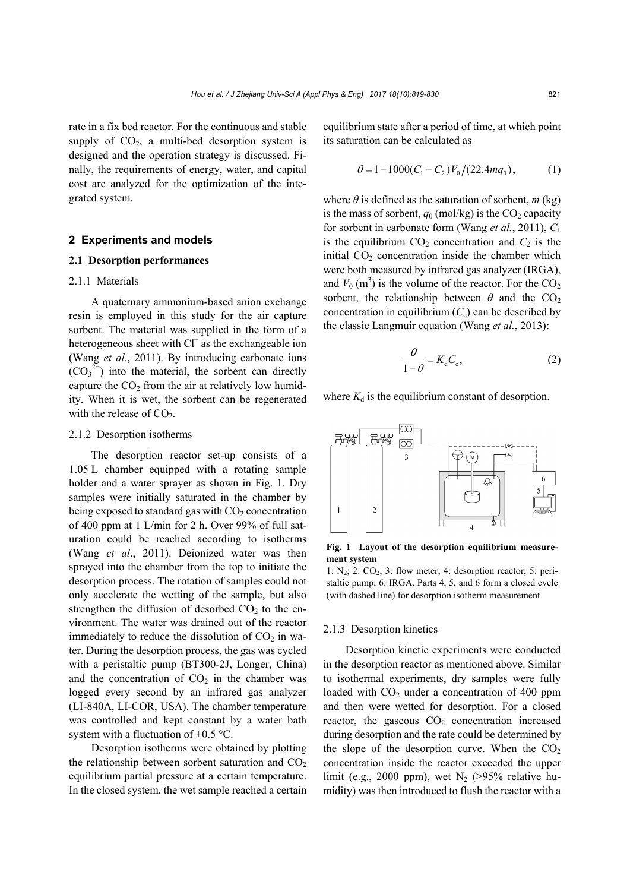rate in a fix bed reactor. For the continuous and stable supply of $CO_2$, a multi-bed desorption system is designed and the operation strategy is discussed. Finally, the requirements of energy, water, and capital cost are analyzed for the optimization of the integrated system.

## 2 Experiments and models

### 2.1 Desorption performances

#### 2.1.1 Materials

A quaternary ammonium-based anion exchange resin is employed in this study for the air capture sorbent. The material was supplied in the form of a heterogeneous sheet with $Cl^-$ as the exchangeable ion (Wang *et al.*, 2011). By introducing carbonate ions ($CO_3^{2-}$) into the material, the sorbent can directly capture the $CO_2$ from the air at relatively low humidity. When it is wet, the sorbent can be regenerated with the release of $CO_2$.

#### 2.1.2 Desorption isotherms

The desorption reactor set-up consists of a 1.05 L chamber equipped with a rotating sample holder and a water sprayer as shown in Fig. 1. Dry samples were initially saturated in the chamber by being exposed to standard gas with $CO_2$ concentration of 400 ppm at 1 L/min for 2 h. Over 99% of full saturation could be reached according to isotherms (Wang *et al*., 2011). Deionized water was then sprayed into the chamber from the top to initiate the desorption process. The rotation of samples could not only accelerate the wetting of the sample, but also strengthen the diffusion of desorbed $CO_2$ to the environment. The water was drained out of the reactor immediately to reduce the dissolution of $CO_2$ in water. During the desorption process, the gas was cycled with a peristaltic pump (BT300-2J, Longer, China) and the concentration of $CO_2$ in the chamber was logged every second by an infrared gas analyzer (LI-840A, LI-COR, USA). The chamber temperature was controlled and kept constant by a water bath system with a fluctuation of ±0.5 °C.

Desorption isotherms were obtained by plotting the relationship between sorbent saturation and $CO_2$ equilibrium partial pressure at a certain temperature. In the closed system, the wet sample reached a certain equilibrium state after a period of time, at which point its saturation can be calculated as

$$\theta = 1 - 1000(C_1 - C_2)V_0/(22.4mq_0), \tag{1}$$

where $\theta$ is defined as the saturation of sorbent, $m$ (kg) is the mass of sorbent, $q_0$ (mol/kg) is the $CO_2$ capacity for sorbent in carbonate form (Wang *et al.*, 2011), $C_1$ is the equilibrium $CO_2$ concentration and $C_2$ is the initial $CO_2$ concentration inside the chamber which were both measured by infrared gas analyzer (IRGA), and $V_0$ ($m^3$) is the volume of the reactor. For the $CO_2$ sorbent, the relationship between $\theta$ and the $CO_2$ concentration in equilibrium ($C_e$) can be described by the classic Langmuir equation (Wang *et al.*, 2013):

$$\frac{\theta}{1-\theta} = K_d C_e, \tag{2}$$

where $K_d$ is the equilibrium constant of desorption.

**Fig. 1 Layout of the desorption equilibrium measurement system**

1: $N_2$; 2: $CO_2$; 3: flow meter; 4: desorption reactor; 5: peristaltic pump; 6: IRGA. Parts 4, 5, and 6 form a closed cycle (with dashed line) for desorption isotherm measurement

#### 2.1.3 Desorption kinetics

Desorption kinetic experiments were conducted in the desorption reactor as mentioned above. Similar to isothermal experiments, dry samples were fully loaded with $CO_2$ under a concentration of 400 ppm and then were wetted for desorption. For a closed reactor, the gaseous $CO_2$ concentration increased during desorption and the rate could be determined by the slope of the desorption curve. When the $CO_2$ concentration inside the reactor exceeded the upper limit (e.g., 2000 ppm), wet $N_2$ (>95% relative humidity) was then introduced to flush the reactor with a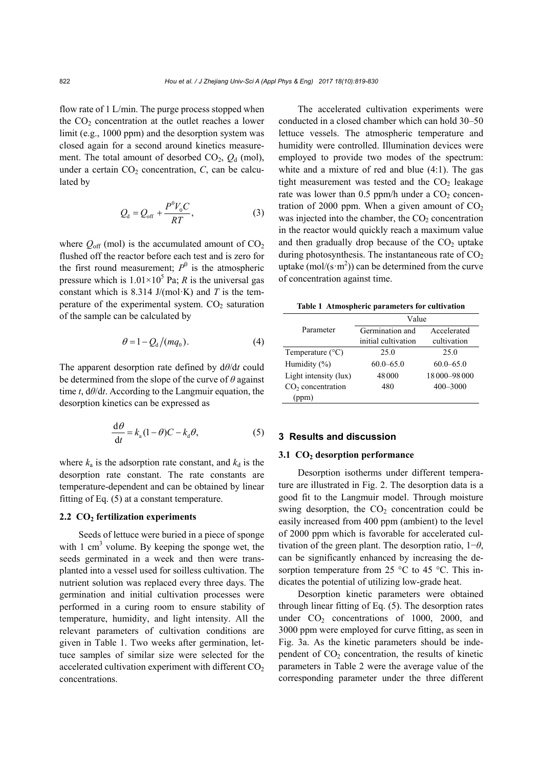flow rate of 1 L/min. The purge process stopped when the $CO_2$ concentration at the outlet reaches a lower limit (e.g., 1000 ppm) and the desorption system was closed again for a second around kinetics measurement. The total amount of desorbed $CO_2$, $Q_d$ (mol), under a certain $CO_2$ concentration, $C$, can be calculated by

$$Q_d = Q_{off} + \frac{P^0 V_0 C}{RT}, \tag{3}$$

where $Q_{off}$ (mol) is the accumulated amount of $CO_2$ flushed off the reactor before each test and is zero for the first round measurement; $P^0$ is the atmospheric pressure which is $1.01\times10^5$ Pa; $R$ is the universal gas constant which is 8.314 J/(mol·K) and $T$ is the temperature of the experimental system. $CO_2$ saturation of the sample can be calculated by

$$\theta = 1 - Q_d/(mq_0). \tag{4}$$

The apparent desorption rate defined by $\mathrm{d}\theta/\mathrm{d}t$ could be determined from the slope of the curve of $\theta$ against time $t$, $\mathrm{d}\theta/\mathrm{d}t$. According to the Langmuir equation, the desorption kinetics can be expressed as

$$\frac{\mathrm{d}\theta}{\mathrm{d}t} = k_a(1-\theta)C - k_d\theta, \tag{5}$$

where $k_a$ is the adsorption rate constant, and $k_d$ is the desorption rate constant. The rate constants are temperature-dependent and can be obtained by linear fitting of Eq. (5) at a constant temperature.

### 2.2 $CO_2$ fertilization experiments

Seeds of lettuce were buried in a piece of sponge with 1 cm$^3$ volume. By keeping the sponge wet, the seeds germinated in a week and then were transplanted into a vessel used for soilless cultivation. The nutrient solution was replaced every three days. The germination and initial cultivation processes were performed in a curing room to ensure stability of temperature, humidity, and light intensity. All the relevant parameters of cultivation conditions are given in Table 1. Two weeks after germination, lettuce samples of similar size were selected for the accelerated cultivation experiment with different $CO_2$ concentrations.

The accelerated cultivation experiments were conducted in a closed chamber which can hold 30–50 lettuce vessels. The atmospheric temperature and humidity were controlled. Illumination devices were employed to provide two modes of the spectrum: white and a mixture of red and blue (4:1). The gas tight measurement was tested and the $CO_2$ leakage rate was lower than 0.5 ppm/h under a $CO_2$ concentration of 2000 ppm. When a given amount of $CO_2$ was injected into the chamber, the $CO_2$ concentration in the reactor would quickly reach a maximum value and then gradually drop because of the $CO_2$ uptake during photosynthesis. The instantaneous rate of $CO_2$ uptake (mol/(s·m$^2$)) can be determined from the curve of concentration against time.

**Table 1 Atmospheric parameters for cultivation**

| Parameter | Value | |
|---|---|---|
| | Germination and initial cultivation | Accelerated cultivation |
| Temperature (°C) | 25.0 | 25.0 |
| Humidity (%) | 60.0–65.0 | 60.0–65.0 |
| Light intensity (lux) | 48000 | 18000–98000 |
| $CO_2$ concentration (ppm) | 480 | 400–3000 |

## 3 Results and discussion

### 3.1 $CO_2$ desorption performance

Desorption isotherms under different temperature are illustrated in Fig. 2. The desorption data is a good fit to the Langmuir model. Through moisture swing desorption, the $CO_2$ concentration could be easily increased from 400 ppm (ambient) to the level of 2000 ppm which is favorable for accelerated cultivation of the green plant. The desorption ratio, $1-\theta$, can be significantly enhanced by increasing the desorption temperature from 25 °C to 45 °C. This indicates the potential of utilizing low-grade heat.

Desorption kinetic parameters were obtained through linear fitting of Eq. (5). The desorption rates under $CO_2$ concentrations of 1000, 2000, and 3000 ppm were employed for curve fitting, as seen in Fig. 3a. As the kinetic parameters should be independent of $CO_2$ concentration, the results of kinetic parameters in Table 2 were the average value of the corresponding parameter under the three different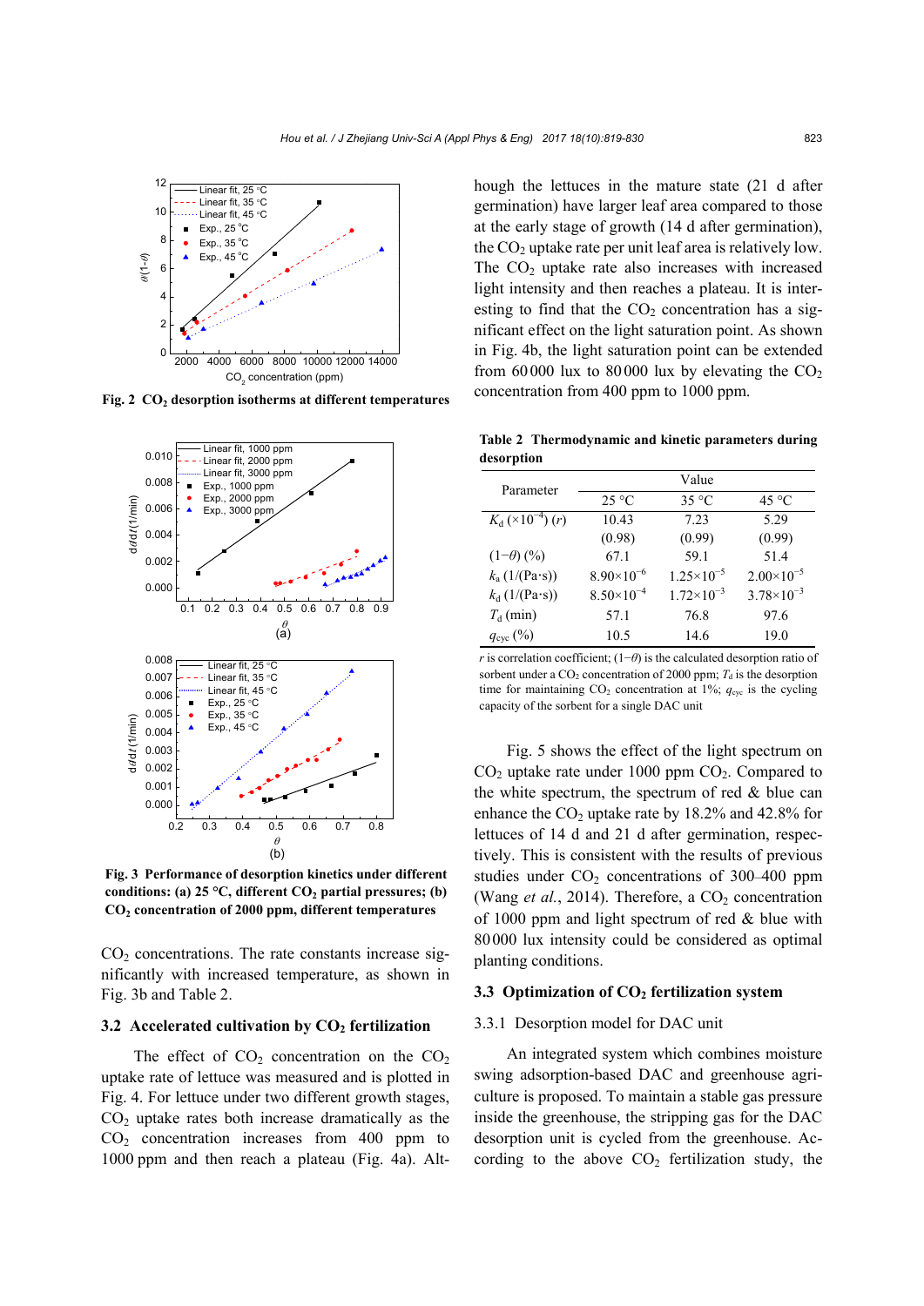Fig. 2 $CO_2$ desorption isotherms at different temperatures

Fig. 3 Performance of desorption kinetics under different conditions: (a) 25 °C, different $CO_2$ partial pressures; (b) $CO_2$ concentration of 2000 ppm, different temperatures

$CO_2$ concentrations. The rate constants increase significantly with increased temperature, as shown in Fig. 3b and Table 2.

### 3.2 Accelerated cultivation by $CO_2$ fertilization

The effect of $CO_2$ concentration on the $CO_2$ uptake rate of lettuce was measured and is plotted in Fig. 4. For lettuce under two different growth stages, $CO_2$ uptake rates both increase dramatically as the $CO_2$ concentration increases from 400 ppm to 1000 ppm and then reach a plateau (Fig. 4a). Although the lettuces in the mature state (21 d after germination) have larger leaf area compared to those at the early stage of growth (14 d after germination), the $CO_2$ uptake rate per unit leaf area is relatively low. The $CO_2$ uptake rate also increases with increased light intensity and then reaches a plateau. It is interesting to find that the $CO_2$ concentration has a significant effect on the light saturation point. As shown in Fig. 4b, the light saturation point can be extended from 60000 lux to 80000 lux by elevating the $CO_2$ concentration from 400 ppm to 1000 ppm.

**Table 2 Thermodynamic and kinetic parameters during desorption**

| Parameter | Value | | |
|---|---|---|---|
| | 25 °C | 35 °C | 45 °C |
| $K_d$ ($\times10^{-4}$) ($r$) | 10.43 | 7.23 | 5.29 |
| | (0.98) | (0.99) | (0.99) |
| $(1-\theta)$ (%) | 67.1 | 59.1 | 51.4 |
| $k_a$ (1/(Pa·s)) | $8.90\times10^{-6}$ | $1.25\times10^{-5}$ | $2.00\times10^{-5}$ |
| $k_d$ (1/(Pa·s)) | $8.50\times10^{-4}$ | $1.72\times10^{-3}$ | $3.78\times10^{-3}$ |
| $T_d$ (min) | 57.1 | 76.8 | 97.6 |
| $q_{cyc}$ (%) | 10.5 | 14.6 | 19.0 |

$r$ is correlation coefficient; $(1-\theta)$ is the calculated desorption ratio of sorbent under a $CO_2$ concentration of 2000 ppm; $T_d$ is the desorption time for maintaining $CO_2$ concentration at 1%; $q_{cyc}$ is the cycling capacity of the sorbent for a single DAC unit

Fig. 5 shows the effect of the light spectrum on $CO_2$ uptake rate under 1000 ppm $CO_2$. Compared to the white spectrum, the spectrum of red & blue can enhance the $CO_2$ uptake rate by 18.2% and 42.8% for lettuces of 14 d and 21 d after germination, respectively. This is consistent with the results of previous studies under $CO_2$ concentrations of 300–400 ppm (Wang *et al.*, 2014). Therefore, a $CO_2$ concentration of 1000 ppm and light spectrum of red & blue with 80000 lux intensity could be considered as optimal planting conditions.

### 3.3 Optimization of $CO_2$ fertilization system

#### 3.3.1 Desorption model for DAC unit

An integrated system which combines moisture swing adsorption-based DAC and greenhouse agriculture is proposed. To maintain a stable gas pressure inside the greenhouse, the stripping gas for the DAC desorption unit is cycled from the greenhouse. According to the above $CO_2$ fertilization study, the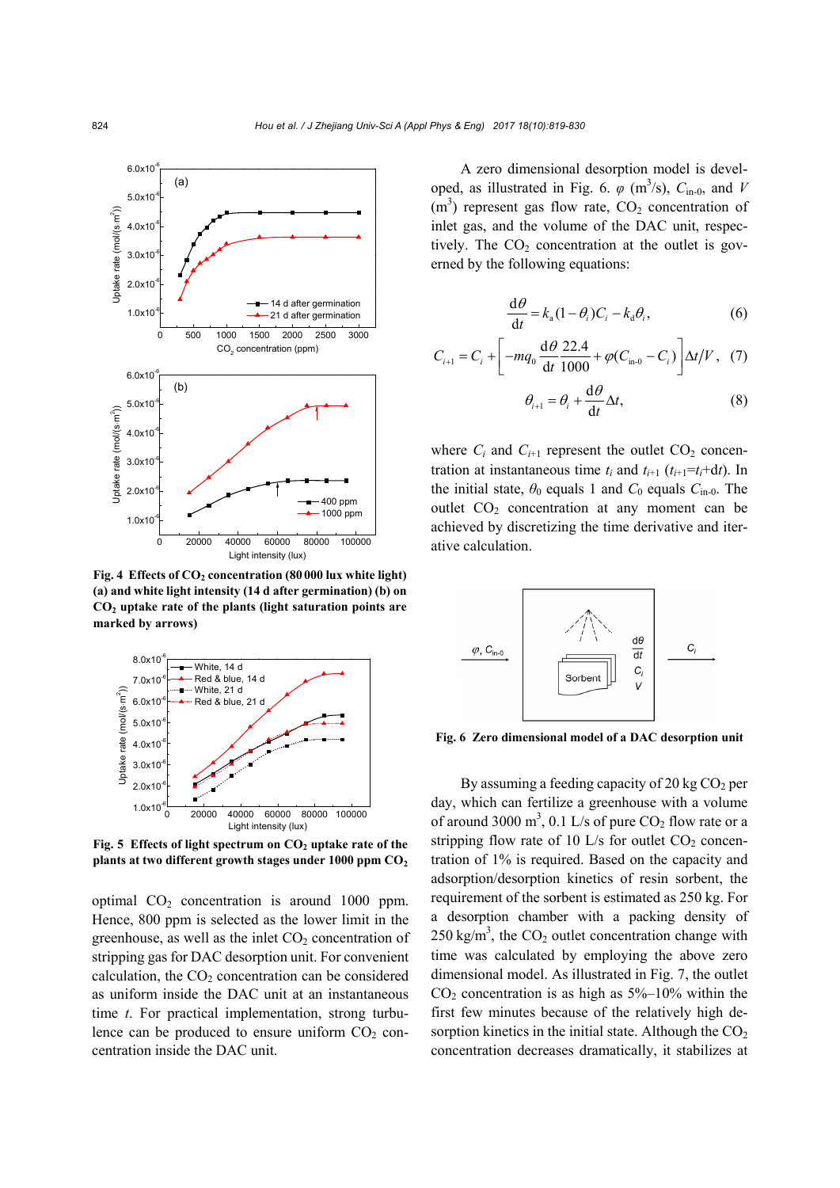**Fig. 4 Effects of $CO_2$ concentration (80 000 lux white light) (a) and white light intensity (14 d after germination) (b) on $CO_2$ uptake rate of the plants (light saturation points are marked by arrows)**

**Fig. 5 Effects of light spectrum on $CO_2$ uptake rate of the plants at two different growth stages under 1000 ppm $CO_2$**

optimal $CO_2$ concentration is around 1000 ppm. Hence, 800 ppm is selected as the lower limit in the greenhouse, as well as the inlet $CO_2$ concentration of stripping gas for DAC desorption unit. For convenient calculation, the $CO_2$ concentration can be considered as uniform inside the DAC unit at an instantaneous time $t$. For practical implementation, strong turbulence can be produced to ensure uniform $CO_2$ concentration inside the DAC unit.

A zero dimensional desorption model is developed, as illustrated in Fig. 6. $\varphi$ ($m^3$/s), $C_{\text{in-0}}$, and $V$ ($m^3$) represent gas flow rate, $CO_2$ concentration of inlet gas, and the volume of the DAC unit, respectively. The $CO_2$ concentration at the outlet is governed by the following equations:

$$\frac{\mathrm{d}\theta}{\mathrm{d}t} = k_{\mathrm{a}}(1-\theta_i)C_i - k_{\mathrm{d}}\theta_i, \tag{6}$$

$$C_{i+1} = C_i + \left[-mq_0\frac{\mathrm{d}\theta}{\mathrm{d}t}\frac{22.4}{1000} + \varphi(C_{\text{in-0}} - C_i)\right]\Delta t/V, \tag{7}$$

$$\theta_{i+1} = \theta_i + \frac{\mathrm{d}\theta}{\mathrm{d}t}\Delta t, \tag{8}$$

where $C_i$ and $C_{i+1}$ represent the outlet $CO_2$ concentration at instantaneous time $t_i$ and $t_{i+1}$ ($t_{i+1}=t_i+\mathrm{d}t$). In the initial state, $\theta_0$ equals 1 and $C_0$ equals $C_{\text{in-0}}$. The outlet $CO_2$ concentration at any moment can be achieved by discretizing the time derivative and iterative calculation.

**Fig. 6 Zero dimensional model of a DAC desorption unit**

By assuming a feeding capacity of 20 kg $CO_2$ per day, which can fertilize a greenhouse with a volume of around 3000 $m^3$, 0.1 L/s of pure $CO_2$ flow rate or a stripping flow rate of 10 L/s for outlet $CO_2$ concentration of 1% is required. Based on the capacity and adsorption/desorption kinetics of resin sorbent, the requirement of the sorbent is estimated as 250 kg. For a desorption chamber with a packing density of 250 kg/$m^3$, the $CO_2$ outlet concentration change with time was calculated by employing the above zero dimensional model. As illustrated in Fig. 7, the outlet $CO_2$ concentration is as high as 5%–10% within the first few minutes because of the relatively high desorption kinetics in the initial state. Although the $CO_2$ concentration decreases dramatically, it stabilizes at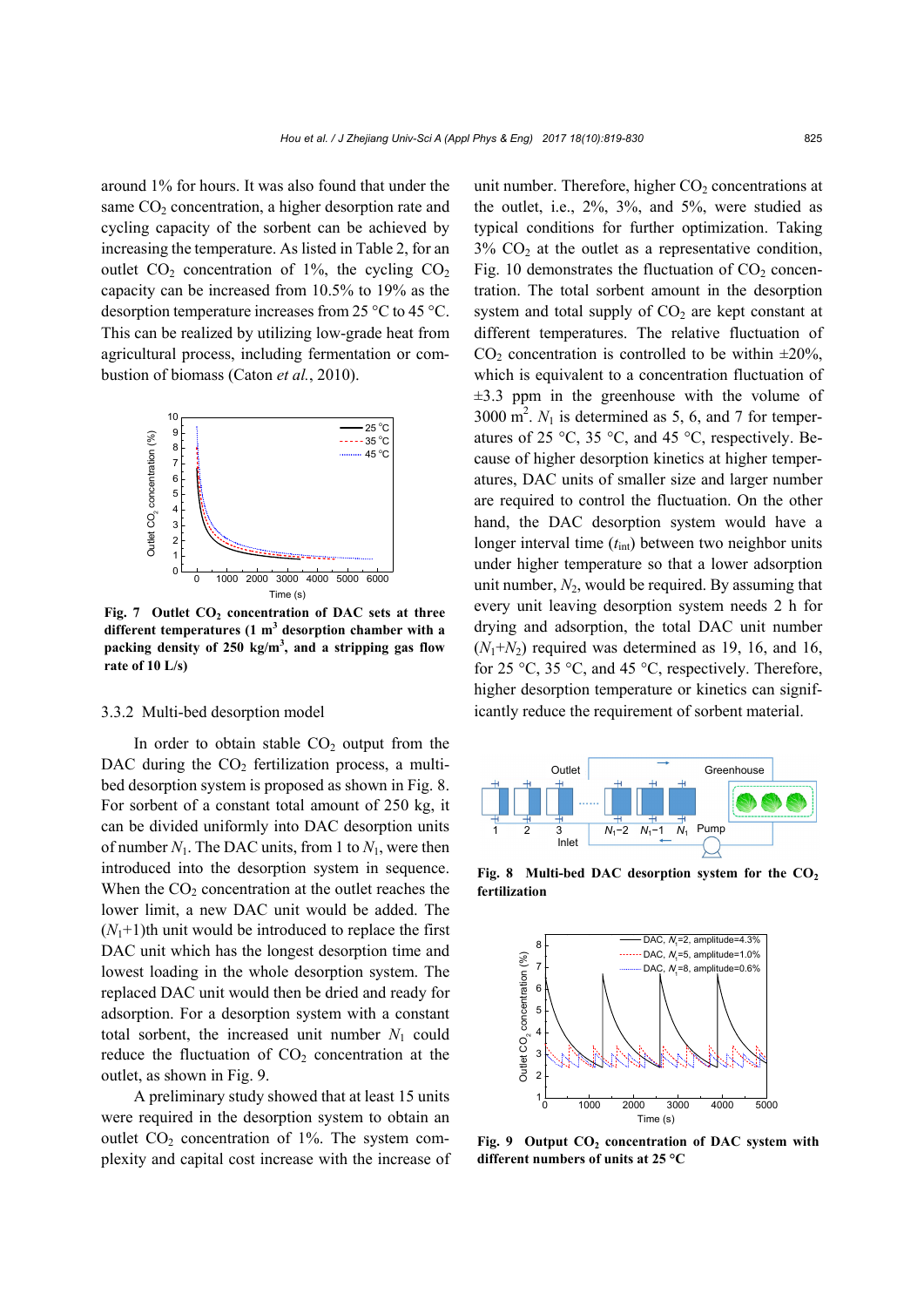around 1% for hours. It was also found that under the same $CO_2$ concentration, a higher desorption rate and cycling capacity of the sorbent can be achieved by increasing the temperature. As listed in Table 2, for an outlet $CO_2$ concentration of 1%, the cycling $CO_2$ capacity can be increased from 10.5% to 19% as the desorption temperature increases from 25 °C to 45 °C. This can be realized by utilizing low-grade heat from agricultural process, including fermentation or combustion of biomass (Caton *et al.*, 2010).

**Fig. 7 Outlet $CO_2$ concentration of DAC sets at three different temperatures (1 $m^3$ desorption chamber with a packing density of 250 $kg/m^3$, and a stripping gas flow rate of 10 L/s)**

### 3.3.2 Multi-bed desorption model

In order to obtain stable $CO_2$ output from the DAC during the $CO_2$ fertilization process, a multi-bed desorption system is proposed as shown in Fig. 8. For sorbent of a constant total amount of 250 kg, it can be divided uniformly into DAC desorption units of number $N_1$. The DAC units, from 1 to $N_1$, were then introduced into the desorption system in sequence. When the $CO_2$ concentration at the outlet reaches the lower limit, a new DAC unit would be added. The $(N_1+1)$th unit would be introduced to replace the first DAC unit which has the longest desorption time and lowest loading in the whole desorption system. The replaced DAC unit would then be dried and ready for adsorption. For a desorption system with a constant total sorbent, the increased unit number $N_1$ could reduce the fluctuation of $CO_2$ concentration at the outlet, as shown in Fig. 9.

A preliminary study showed that at least 15 units were required in the desorption system to obtain an outlet $CO_2$ concentration of 1%. The system complexity and capital cost increase with the increase of unit number. Therefore, higher $CO_2$ concentrations at the outlet, i.e., 2%, 3%, and 5%, were studied as typical conditions for further optimization. Taking 3% $CO_2$ at the outlet as a representative condition, Fig. 10 demonstrates the fluctuation of $CO_2$ concentration. The total sorbent amount in the desorption system and total supply of $CO_2$ are kept constant at different temperatures. The relative fluctuation of $CO_2$ concentration is controlled to be within ±20%, which is equivalent to a concentration fluctuation of ±3.3 ppm in the greenhouse with the volume of 3000 $m^2$. $N_1$ is determined as 5, 6, and 7 for temperatures of 25 °C, 35 °C, and 45 °C, respectively. Because of higher desorption kinetics at higher temperatures, DAC units of smaller size and larger number are required to control the fluctuation. On the other hand, the DAC desorption system would have a longer interval time ($t_{int}$) between two neighbor units under higher temperature so that a lower adsorption unit number, $N_2$, would be required. By assuming that every unit leaving desorption system needs 2 h for drying and adsorption, the total DAC unit number $(N_1+N_2)$ required was determined as 19, 16, and 16, for 25 °C, 35 °C, and 45 °C, respectively. Therefore, higher desorption temperature or kinetics can significantly reduce the requirement of sorbent material.

**Fig. 8 Multi-bed DAC desorption system for the $CO_2$ fertilization**

**Fig. 9 Output $CO_2$ concentration of DAC system with different numbers of units at 25 °C**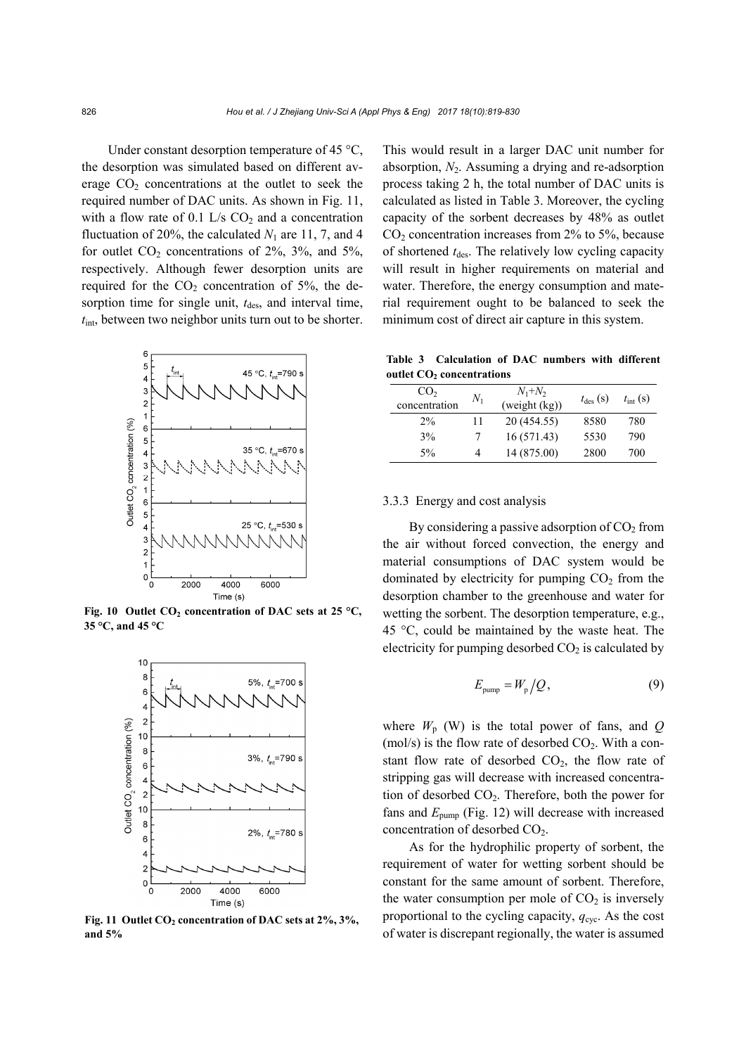Under constant desorption temperature of 45 °C, the desorption was simulated based on different average $CO_2$ concentrations at the outlet to seek the required number of DAC units. As shown in Fig. 11, with a flow rate of 0.1 L/s $CO_2$ and a concentration fluctuation of 20%, the calculated $N_1$ are 11, 7, and 4 for outlet $CO_2$ concentrations of 2%, 3%, and 5%, respectively. Although fewer desorption units are required for the $CO_2$ concentration of 5%, the desorption time for single unit, $t_{des}$, and interval time, $t_{int}$, between two neighbor units turn out to be shorter.

Fig. 10 Outlet $CO_2$ concentration of DAC sets at 25 °C, 35 °C, and 45 °C

Fig. 11 Outlet $CO_2$ concentration of DAC sets at 2%, 3%, and 5%

This would result in a larger DAC unit number for absorption, $N_2$. Assuming a drying and re-adsorption process taking 2 h, the total number of DAC units is calculated as listed in Table 3. Moreover, the cycling capacity of the sorbent decreases by 48% as outlet $CO_2$ concentration increases from 2% to 5%, because of shortened $t_{des}$. The relatively low cycling capacity will result in higher requirements on material and water. Therefore, the energy consumption and material requirement ought to be balanced to seek the minimum cost of direct air capture in this system.

**Table 3 Calculation of DAC numbers with different outlet $CO_2$ concentrations**

| $CO_2$ concentration | $N_1$ | $N_1$+$N_2$ (weight (kg)) | $t_{des}$ (s) | $t_{int}$ (s) |
|---|---|---|---|---|
| 2% | 11 | 20 (454.55) | 8580 | 780 |
| 3% | 7 | 16 (571.43) | 5530 | 790 |
| 5% | 4 | 14 (875.00) | 2800 | 700 |

### 3.3.3 Energy and cost analysis

By considering a passive adsorption of $CO_2$ from the air without forced convection, the energy and material consumptions of DAC system would be dominated by electricity for pumping $CO_2$ from the desorption chamber to the greenhouse and water for wetting the sorbent. The desorption temperature, e.g., 45 °C, could be maintained by the waste heat. The electricity for pumping desorbed $CO_2$ is calculated by

$$E_{pump} = W_p / Q, \tag{9}$$

where $W_p$ (W) is the total power of fans, and $Q$ (mol/s) is the flow rate of desorbed $CO_2$. With a constant flow rate of desorbed $CO_2$, the flow rate of stripping gas will decrease with increased concentration of desorbed $CO_2$. Therefore, both the power for fans and $E_{pump}$ (Fig. 12) will decrease with increased concentration of desorbed $CO_2$.

As for the hydrophilic property of sorbent, the requirement of water for wetting sorbent should be constant for the same amount of sorbent. Therefore, the water consumption per mole of $CO_2$ is inversely proportional to the cycling capacity, $q_{cyc}$. As the cost of water is discrepant regionally, the water is assumed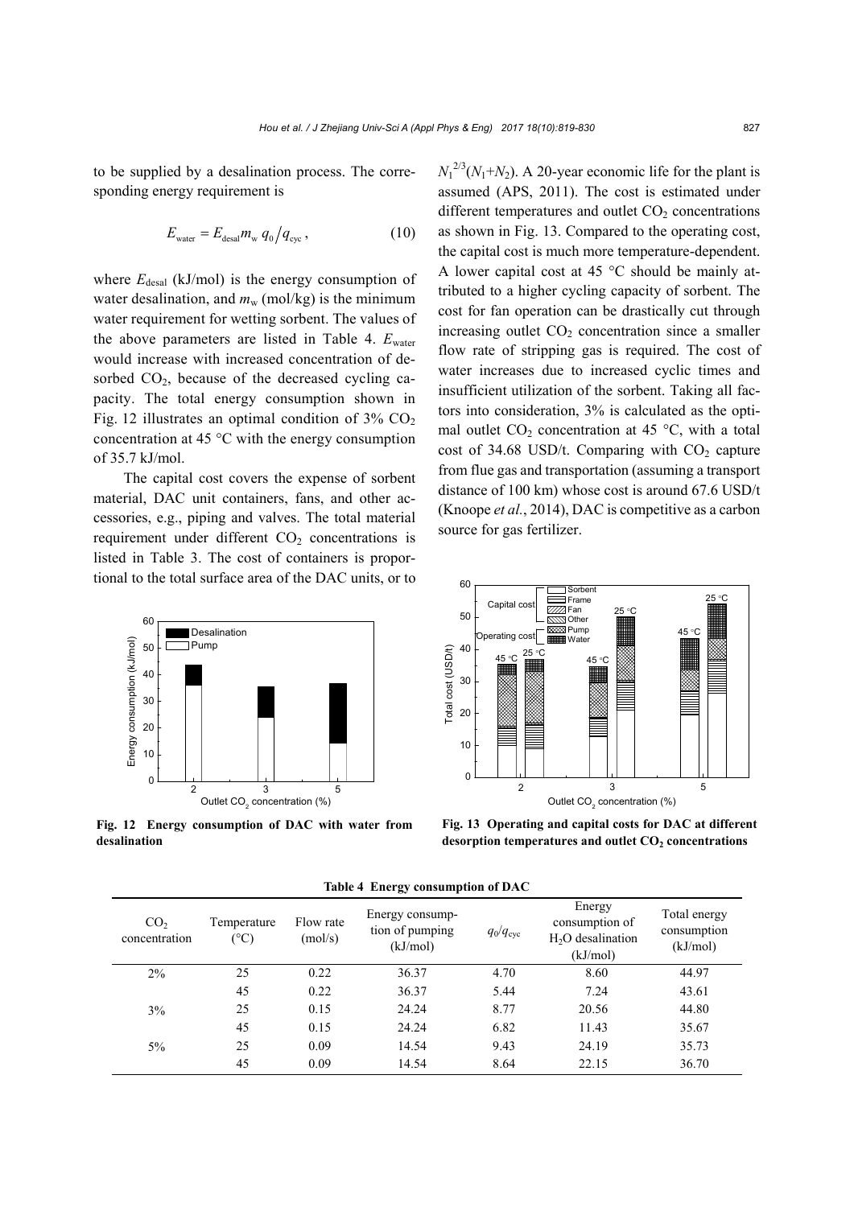to be supplied by a desalination process. The corresponding energy requirement is

$$E_{\text{water}} = E_{\text{desal}} m_{\text{w}} \, q_0 / q_{\text{cyc}}, \tag{10}$$

where $E_{\text{desal}}$ (kJ/mol) is the energy consumption of water desalination, and $m_{\text{w}}$ (mol/kg) is the minimum water requirement for wetting sorbent. The values of the above parameters are listed in Table 4. $E_{\text{water}}$ would increase with increased concentration of desorbed $CO_2$, because of the decreased cycling capacity. The total energy consumption shown in Fig. 12 illustrates an optimal condition of 3% $CO_2$ concentration at 45 °C with the energy consumption of 35.7 kJ/mol.

The capital cost covers the expense of sorbent material, DAC unit containers, fans, and other accessories, e.g., piping and valves. The total material requirement under different $CO_2$ concentrations is listed in Table 3. The cost of containers is proportional to the total surface area of the DAC units, or to $N_1^{2/3}(N_1+N_2)$. A 20-year economic life for the plant is assumed (APS, 2011). The cost is estimated under different temperatures and outlet $CO_2$ concentrations as shown in Fig. 13. Compared to the operating cost, the capital cost is much more temperature-dependent. A lower capital cost at 45 °C should be mainly attributed to a higher cycling capacity of sorbent. The cost for fan operation can be drastically cut through increasing outlet $CO_2$ concentration since a smaller flow rate of stripping gas is required. The cost of water increases due to increased cyclic times and insufficient utilization of the sorbent. Taking all factors into consideration, 3% is calculated as the optimal outlet $CO_2$ concentration at 45 °C, with a total cost of 34.68 USD/t. Comparing with $CO_2$ capture from flue gas and transportation (assuming a transport distance of 100 km) whose cost is around 67.6 USD/t (Knoope *et al.*, 2014), DAC is competitive as a carbon source for gas fertilizer.

**Fig. 12 Energy consumption of DAC with water from desalination**

**Fig. 13 Operating and capital costs for DAC at different desorption temperatures and outlet $CO_2$ concentrations**

**Table 4 Energy consumption of DAC**

| $CO_2$ concentration | Temperature (°C) | Flow rate (mol/s) | Energy consumption of pumping (kJ/mol) | $q_0/q_{\text{cyc}}$ | Energy consumption of $H_2O$ desalination (kJ/mol) | Total energy consumption (kJ/mol) |
|---|---|---|---|---|---|---|
| 2% | 25 | 0.22 | 36.37 | 4.70 | 8.60 | 44.97 |
| | 45 | 0.22 | 36.37 | 5.44 | 7.24 | 43.61 |
| 3% | 25 | 0.15 | 24.24 | 8.77 | 20.56 | 44.80 |
| | 45 | 0.15 | 24.24 | 6.82 | 11.43 | 35.67 |
| 5% | 25 | 0.09 | 14.54 | 9.43 | 24.19 | 35.73 |
| | 45 | 0.09 | 14.54 | 8.64 | 22.15 | 36.70 |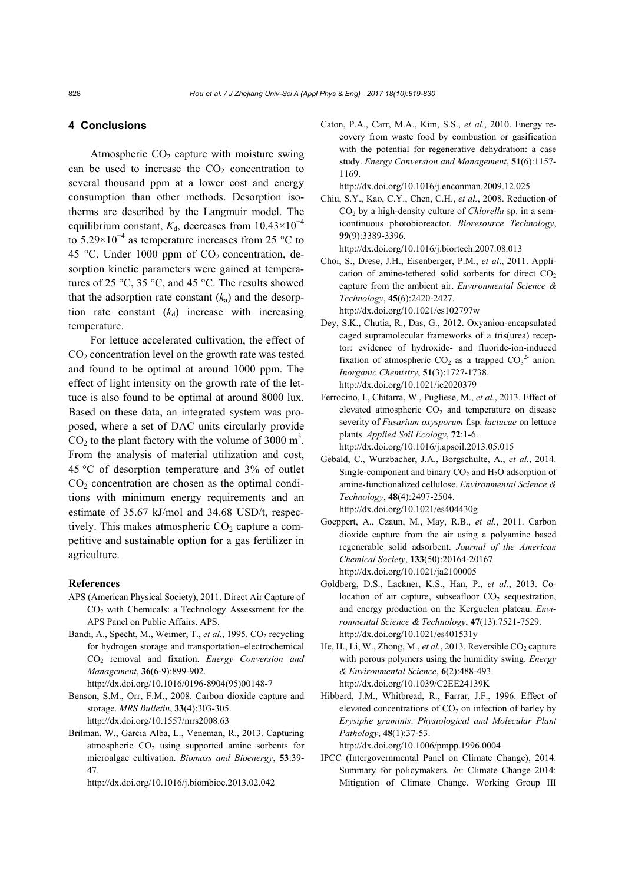## 4 Conclusions

Atmospheric $CO_2$ capture with moisture swing can be used to increase the $CO_2$ concentration to several thousand ppm at a lower cost and energy consumption than other methods. Desorption isotherms are described by the Langmuir model. The equilibrium constant, $K_d$, decreases from $10.43\times10^{-4}$ to $5.29\times10^{-4}$ as temperature increases from 25 °C to 45 °C. Under 1000 ppm of $CO_2$ concentration, desorption kinetic parameters were gained at temperatures of 25 °C, 35 °C, and 45 °C. The results showed that the adsorption rate constant ($k_a$) and the desorption rate constant ($k_d$) increase with increasing temperature.

For lettuce accelerated cultivation, the effect of $CO_2$ concentration level on the growth rate was tested and found to be optimal at around 1000 ppm. The effect of light intensity on the growth rate of the lettuce is also found to be optimal at around 8000 lux. Based on these data, an integrated system was proposed, where a set of DAC units circularly provide $CO_2$ to the plant factory with the volume of 3000 $m^3$. From the analysis of material utilization and cost, 45 °C of desorption temperature and 3% of outlet $CO_2$ concentration are chosen as the optimal conditions with minimum energy requirements and an estimate of 35.67 kJ/mol and 34.68 USD/t, respectively. This makes atmospheric $CO_2$ capture a competitive and sustainable option for a gas fertilizer in agriculture.

### References

APS (American Physical Society), 2011. Direct Air Capture of $CO_2$ with Chemicals: a Technology Assessment for the APS Panel on Public Affairs. APS.

Bandi, A., Specht, M., Weimer, T., *et al.*, 1995. $CO_2$ recycling for hydrogen storage and transportation–electrochemical $CO_2$ removal and fixation. *Energy Conversion and Management*, **36**(6-9):899-902. http://dx.doi.org/10.1016/0196-8904(95)00148-7

Benson, S.M., Orr, F.M., 2008. Carbon dioxide capture and storage. *MRS Bulletin*, **33**(4):303-305. http://dx.doi.org/10.1557/mrs2008.63

Brilman, W., Garcia Alba, L., Veneman, R., 2013. Capturing atmospheric $CO_2$ using supported amine sorbents for microalgae cultivation. *Biomass and Bioenergy*, **53**:39-47. http://dx.doi.org/10.1016/j.biombioe.2013.02.042

Caton, P.A., Carr, M.A., Kim, S.S., *et al.*, 2010. Energy recovery from waste food by combustion or gasification with the potential for regenerative dehydration: a case study. *Energy Conversion and Management*, **51**(6):1157-1169. http://dx.doi.org/10.1016/j.enconman.2009.12.025

Chiu, S.Y., Kao, C.Y., Chen, C.H., *et al.*, 2008. Reduction of $CO_2$ by a high-density culture of *Chlorella* sp. in a semicontinuous photobioreactor. *Bioresource Technology*, **99**(9):3389-3396. http://dx.doi.org/10.1016/j.biortech.2007.08.013

Choi, S., Drese, J.H., Eisenberger, P.M., *et al*., 2011. Application of amine-tethered solid sorbents for direct $CO_2$ capture from the ambient air. *Environmental Science & Technology*, **45**(6):2420-2427. http://dx.doi.org/10.1021/es102797w

Dey, S.K., Chutia, R., Das, G., 2012. Oxyanion-encapsulated caged supramolecular frameworks of a tris(urea) receptor: evidence of hydroxide- and fluoride-ion-induced fixation of atmospheric $CO_2$ as a trapped $CO_3^{2-}$ anion. *Inorganic Chemistry*, **51**(3):1727-1738. http://dx.doi.org/10.1021/ic2020379

Ferrocino, I., Chitarra, W., Pugliese, M., *et al.*, 2013. Effect of elevated atmospheric $CO_2$ and temperature on disease severity of *Fusarium oxysporum* f.sp. *lactucae* on lettuce plants. *Applied Soil Ecology*, **72**:1-6. http://dx.doi.org/10.1016/j.apsoil.2013.05.015

Gebald, C., Wurzbacher, J.A., Borgschulte, A., *et al.*, 2014. Single-component and binary $CO_2$ and $H_2O$ adsorption of amine-functionalized cellulose. *Environmental Science & Technology*, **48**(4):2497-2504. http://dx.doi.org/10.1021/es404430g

Goeppert, A., Czaun, M., May, R.B., *et al.*, 2011. Carbon dioxide capture from the air using a polyamine based regenerable solid adsorbent. *Journal of the American Chemical Society*, **133**(50):20164-20167. http://dx.doi.org/10.1021/ja2100005

Goldberg, D.S., Lackner, K.S., Han, P., *et al.*, 2013. Co-location of air capture, subseafloor $CO_2$ sequestration, and energy production on the Kerguelen plateau. *Environmental Science & Technology*, **47**(13):7521-7529. http://dx.doi.org/10.1021/es401531y

He, H., Li, W., Zhong, M., *et al.*, 2013. Reversible $CO_2$ capture with porous polymers using the humidity swing. *Energy & Environmental Science*, **6**(2):488-493. http://dx.doi.org/10.1039/C2EE24139K

Hibberd, J.M., Whitbread, R., Farrar, J.F., 1996. Effect of elevated concentrations of $CO_2$ on infection of barley by *Erysiphe graminis*. *Physiological and Molecular Plant Pathology*, **48**(1):37-53. http://dx.doi.org/10.1006/pmpp.1996.0004

IPCC (Intergovernmental Panel on Climate Change), 2014. Summary for policymakers. *In*: Climate Change 2014: Mitigation of Climate Change. Working Group III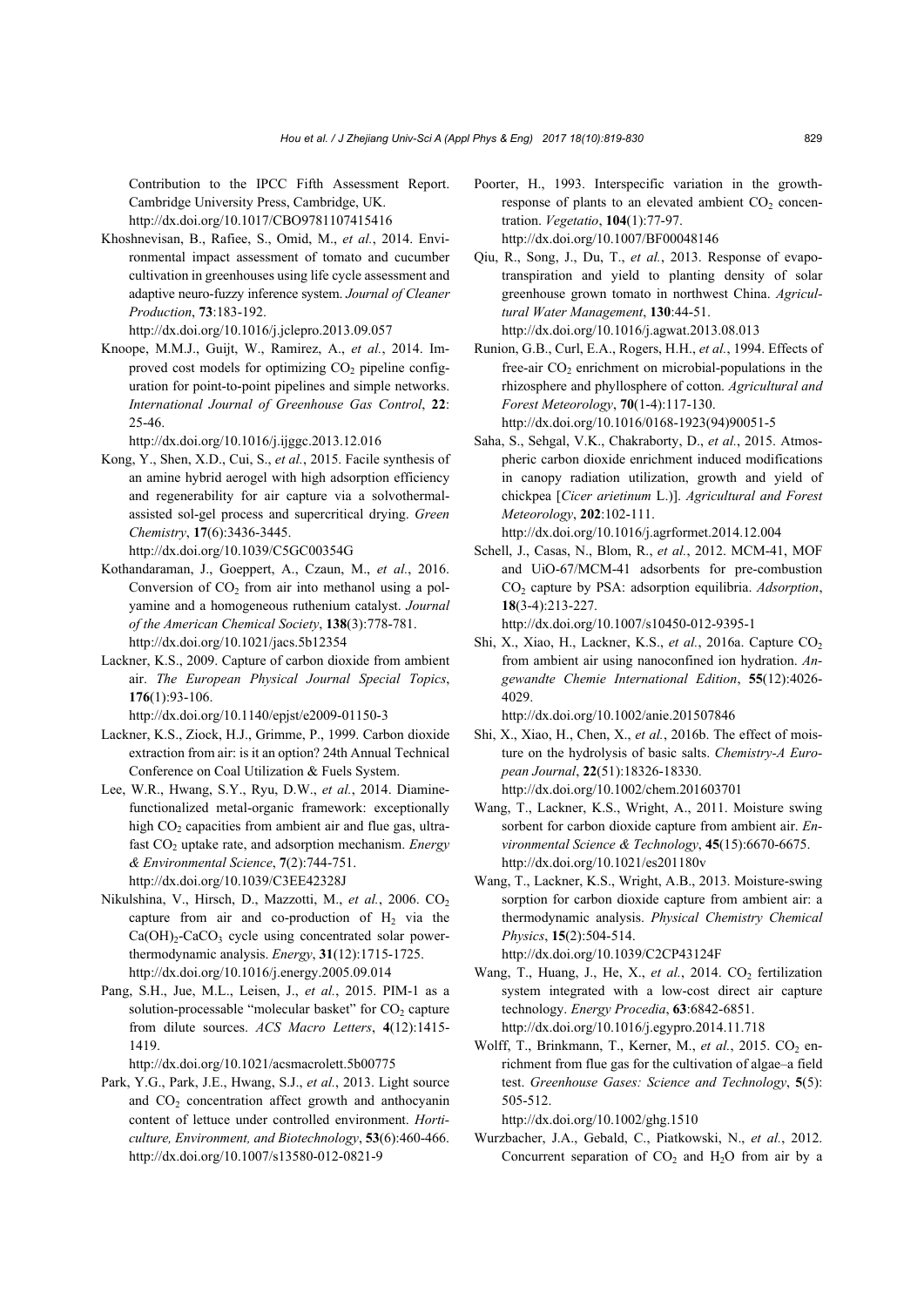Contribution to the IPCC Fifth Assessment Report. Cambridge University Press, Cambridge, UK. http://dx.doi.org/10.1017/CBO9781107415416

Khoshnevisan, B., Rafiee, S., Omid, M., *et al.*, 2014. Environmental impact assessment of tomato and cucumber cultivation in greenhouses using life cycle assessment and adaptive neuro-fuzzy inference system. *Journal of Cleaner Production*, **73**:183-192. http://dx.doi.org/10.1016/j.jclepro.2013.09.057

Knoope, M.M.J., Guijt, W., Ramirez, A., *et al.*, 2014. Improved cost models for optimizing $CO_2$ pipeline configuration for point-to-point pipelines and simple networks. *International Journal of Greenhouse Gas Control*, **22**: 25-46. http://dx.doi.org/10.1016/j.ijggc.2013.12.016

Kong, Y., Shen, X.D., Cui, S., *et al.*, 2015. Facile synthesis of an amine hybrid aerogel with high adsorption efficiency and regenerability for air capture via a solvothermal-assisted sol-gel process and supercritical drying. *Green Chemistry*, **17**(6):3436-3445. http://dx.doi.org/10.1039/C5GC00354G

Kothandaraman, J., Goeppert, A., Czaun, M., *et al.*, 2016. Conversion of $CO_2$ from air into methanol using a polyamine and a homogeneous ruthenium catalyst. *Journal of the American Chemical Society*, **138**(3):778-781. http://dx.doi.org/10.1021/jacs.5b12354

Lackner, K.S., 2009. Capture of carbon dioxide from ambient air. *The European Physical Journal Special Topics*, **176**(1):93-106. http://dx.doi.org/10.1140/epjst/e2009-01150-3

Lackner, K.S., Ziock, H.J., Grimme, P., 1999. Carbon dioxide extraction from air: is it an option? 24th Annual Technical Conference on Coal Utilization & Fuels System.

Lee, W.R., Hwang, S.Y., Ryu, D.W., *et al.*, 2014. Diamine-functionalized metal-organic framework: exceptionally high $CO_2$ capacities from ambient air and flue gas, ultrafast $CO_2$ uptake rate, and adsorption mechanism. *Energy & Environmental Science*, **7**(2):744-751. http://dx.doi.org/10.1039/C3EE42328J

Nikulshina, V., Hirsch, D., Mazzotti, M., *et al.*, 2006. $CO_2$ capture from air and co-production of $H_2$ via the $Ca(OH)_2$-$CaCO_3$ cycle using concentrated solar power-thermodynamic analysis. *Energy*, **31**(12):1715-1725. http://dx.doi.org/10.1016/j.energy.2005.09.014

Pang, S.H., Jue, M.L., Leisen, J., *et al.*, 2015. PIM-1 as a solution-processable "molecular basket" for $CO_2$ capture from dilute sources. *ACS Macro Letters*, **4**(12):1415-1419. http://dx.doi.org/10.1021/acsmacrolett.5b00775

Park, Y.G., Park, J.E., Hwang, S.J., *et al.*, 2013. Light source and $CO_2$ concentration affect growth and anthocyanin content of lettuce under controlled environment. *Horticulture, Environment, and Biotechnology*, **53**(6):460-466. http://dx.doi.org/10.1007/s13580-012-0821-9

Poorter, H., 1993. Interspecific variation in the growth-response of plants to an elevated ambient $CO_2$ concentration. *Vegetatio*, **104**(1):77-97. http://dx.doi.org/10.1007/BF00048146

Qiu, R., Song, J., Du, T., *et al.*, 2013. Response of evapotranspiration and yield to planting density of solar greenhouse grown tomato in northwest China. *Agricultural Water Management*, **130**:44-51. http://dx.doi.org/10.1016/j.agwat.2013.08.013

Runion, G.B., Curl, E.A., Rogers, H.H., *et al.*, 1994. Effects of free-air $CO_2$ enrichment on microbial-populations in the rhizosphere and phyllosphere of cotton. *Agricultural and Forest Meteorology*, **70**(1-4):117-130. http://dx.doi.org/10.1016/0168-1923(94)90051-5

Saha, S., Sehgal, V.K., Chakraborty, D., *et al.*, 2015. Atmospheric carbon dioxide enrichment induced modifications in canopy radiation utilization, growth and yield of chickpea [*Cicer arietinum* L.)]. *Agricultural and Forest Meteorology*, **202**:102-111. http://dx.doi.org/10.1016/j.agrformet.2014.12.004

Schell, J., Casas, N., Blom, R., *et al.*, 2012. MCM-41, MOF and UiO-67/MCM-41 adsorbents for pre-combustion $CO_2$ capture by PSA: adsorption equilibria. *Adsorption*, **18**(3-4):213-227. http://dx.doi.org/10.1007/s10450-012-9395-1

Shi, X., Xiao, H., Lackner, K.S., *et al.*, 2016a. Capture $CO_2$ from ambient air using nanoconfined ion hydration. *Angewandte Chemie International Edition*, **55**(12):4026-4029. http://dx.doi.org/10.1002/anie.201507846

Shi, X., Xiao, H., Chen, X., *et al.*, 2016b. The effect of moisture on the hydrolysis of basic salts. *Chemistry-A European Journal*, **22**(51):18326-18330. http://dx.doi.org/10.1002/chem.201603701

Wang, T., Lackner, K.S., Wright, A., 2011. Moisture swing sorbent for carbon dioxide capture from ambient air. *Environmental Science & Technology*, **45**(15):6670-6675. http://dx.doi.org/10.1021/es201180v

Wang, T., Lackner, K.S., Wright, A.B., 2013. Moisture-swing sorption for carbon dioxide capture from ambient air: a thermodynamic analysis. *Physical Chemistry Chemical Physics*, **15**(2):504-514. http://dx.doi.org/10.1039/C2CP43124F

Wang, T., Huang, J., He, X., *et al.*, 2014. $CO_2$ fertilization system integrated with a low-cost direct air capture technology. *Energy Procedia*, **63**:6842-6851. http://dx.doi.org/10.1016/j.egypro.2014.11.718

Wolff, T., Brinkmann, T., Kerner, M., *et al.*, 2015. $CO_2$ enrichment from flue gas for the cultivation of algae–a field test. *Greenhouse Gases: Science and Technology*, **5**(5): 505-512. http://dx.doi.org/10.1002/ghg.1510

Wurzbacher, J.A., Gebald, C., Piatkowski, N., *et al.*, 2012. Concurrent separation of $CO_2$ and $H_2O$ from air by a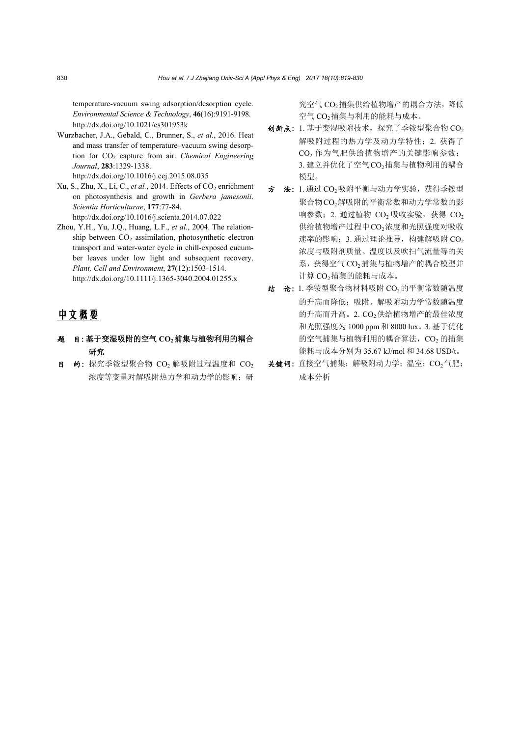temperature-vacuum swing adsorption/desorption cycle. *Environmental Science & Technology*, **46**(16):9191-9198. http://dx.doi.org/10.1021/es301953k

Wurzbacher, J.A., Gebald, C., Brunner, S., *et al.*, 2016. Heat and mass transfer of temperature–vacuum swing desorption for $CO_2$ capture from air. *Chemical Engineering Journal*, **283**:1329-1338. http://dx.doi.org/10.1016/j.cej.2015.08.035

Xu, S., Zhu, X., Li, C., *et al.*, 2014. Effects of $CO_2$ enrichment on photosynthesis and growth in *Gerbera jamesonii*. *Scientia Horticulturae*, **177**:77-84. http://dx.doi.org/10.1016/j.scienta.2014.07.022

Zhou, Y.H., Yu, J.Q., Huang, L.F., *et al.*, 2004. The relationship between $CO_2$ assimilation, photosynthetic electron transport and water-water cycle in chill-exposed cucumber leaves under low light and subsequent recovery. *Plant, Cell and Environment*, **27**(12):1503-1514. http://dx.doi.org/10.1111/j.1365-3040.2004.01255.x

## 中文概要

**题　目：基于变湿吸附的空气 $CO_2$ 捕集与植物利用的耦合研究**

**目　的：** 探究季铵型聚合物 $CO_2$ 解吸附过程温度和 $CO_2$ 浓度等变量对解吸附热力学和动力学的影响；研究空气 $CO_2$ 捕集供给植物增产的耦合方法，降低空气 $CO_2$ 捕集与利用的能耗与成本。

**创新点：** 1. 基于变湿吸附技术，探究了季铵型聚合物 $CO_2$ 解吸附过程的热力学及动力学特性；2. 获得了 $CO_2$ 作为气肥供给植物增产的关键影响参数；3. 建立并优化了空气 $CO_2$ 捕集与植物利用的耦合模型。

**方　法：** 1. 通过 $CO_2$ 吸附平衡与动力学实验，获得季铵型聚合物 $CO_2$ 解吸附的平衡常数和动力学常数的影响参数；2. 通过植物 $CO_2$ 吸收实验，获得 $CO_2$ 供给植物增产过程中 $CO_2$ 浓度和光照强度对吸收速率的影响；3. 通过理论推导，构建解吸附 $CO_2$ 浓度与吸附剂质量、温度以及吹扫气流量等的关系，获得空气 $CO_2$ 捕集与植物增产的耦合模型并计算 $CO_2$ 捕集的能耗与成本。

**结　论：** 1. 季铵型聚合物材料吸附 $CO_2$ 的平衡常数随温度的升高而降低；吸附、解吸附动力学常数随温度的升高而升高。2. $CO_2$ 供给植物增产的最佳浓度和光照强度为 1000 ppm 和 8000 lux。3. 基于优化的空气捕集与植物利用的耦合算法，$CO_2$ 的捕集能耗与成本分别为 35.67 kJ/mol 和 34.68 USD/t。

**关键词：** 直接空气捕集；解吸附动力学；温室；$CO_2$ 气肥；成本分析